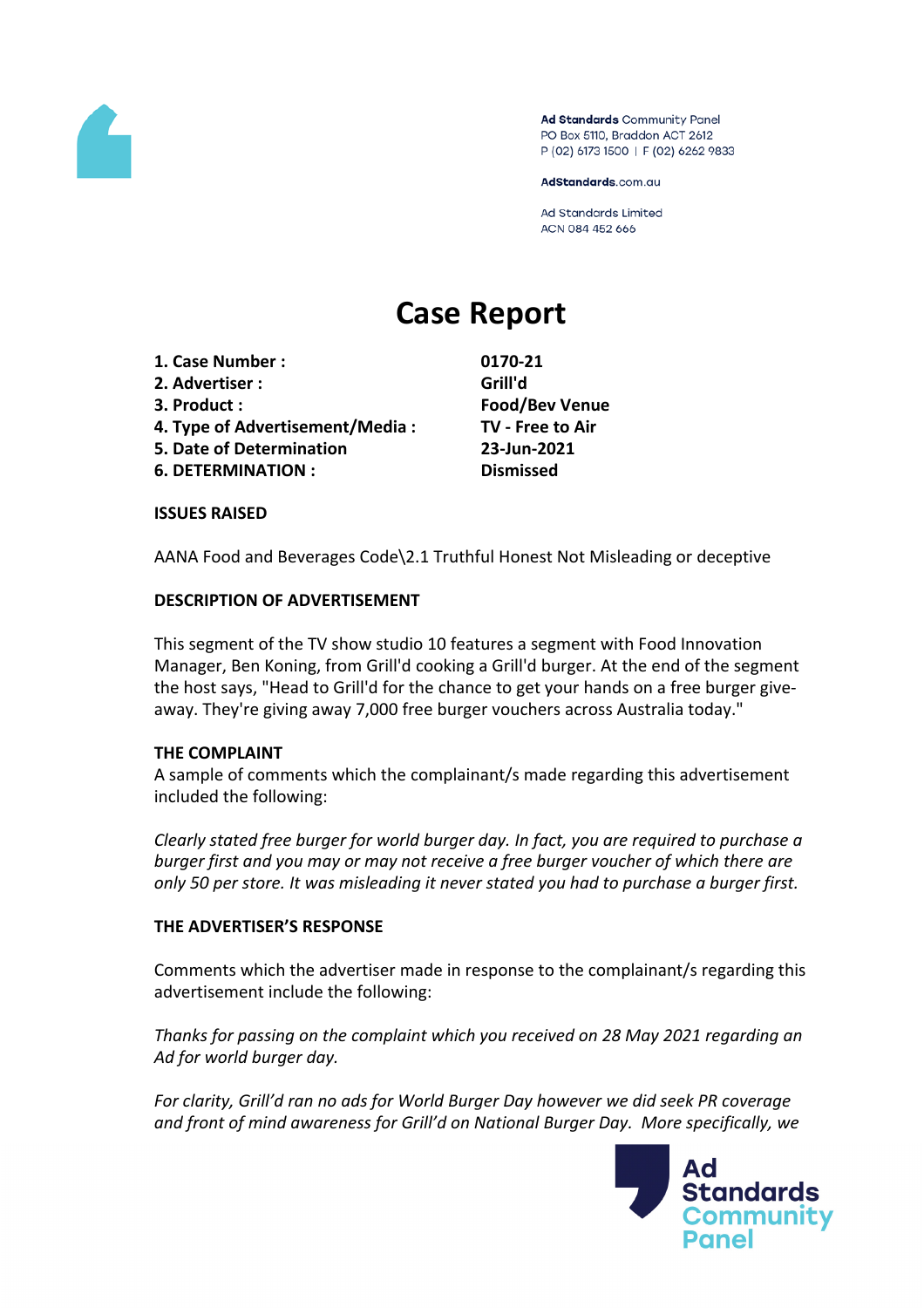Ad Standards Community Panel
PO Box 5110, Braddon ACT 2612
P (02) 6173 1500 | F (02) 6262 9833

AdStandards.com.au

Ad Standards Limited
ACN 084 452 666

# Case Report

| | |
|---|---|
| **1. Case Number :** | **0170-21** |
| **2. Advertiser :** | **Grill'd** |
| **3. Product :** | **Food/Bev Venue** |
| **4. Type of Advertisement/Media :** | **TV - Free to Air** |
| **5. Date of Determination** | **23-Jun-2021** |
| **6. DETERMINATION :** | **Dismissed** |

**ISSUES RAISED**

AANA Food and Beverages Code\2.1 Truthful Honest Not Misleading or deceptive

**DESCRIPTION OF ADVERTISEMENT**

This segment of the TV show studio 10 features a segment with Food Innovation Manager, Ben Koning, from Grill'd cooking a Grill'd burger. At the end of the segment the host says, "Head to Grill'd for the chance to get your hands on a free burger give-away. They're giving away 7,000 free burger vouchers across Australia today."

**THE COMPLAINT**

A sample of comments which the complainant/s made regarding this advertisement included the following:

*Clearly stated free burger for world burger day. In fact, you are required to purchase a burger first and you may or may not receive a free burger voucher of which there are only 50 per store. It was misleading it never stated you had to purchase a burger first.*

**THE ADVERTISER'S RESPONSE**

Comments which the advertiser made in response to the complainant/s regarding this advertisement include the following:

*Thanks for passing on the complaint which you received on 28 May 2021 regarding an Ad for world burger day.*

*For clarity, Grill'd ran no ads for World Burger Day however we did seek PR coverage and front of mind awareness for Grill'd on National Burger Day. More specifically, we*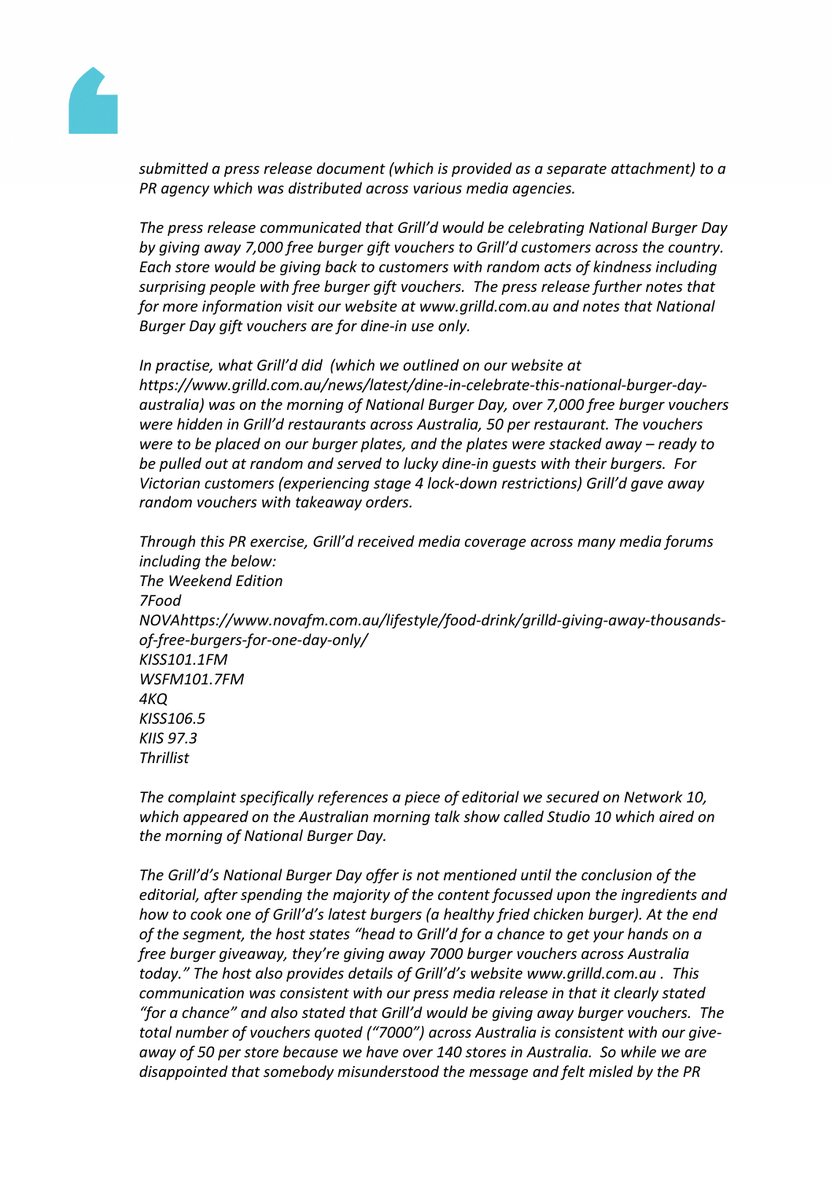*submitted a press release document (which is provided as a separate attachment) to a PR agency which was distributed across various media agencies.*

*The press release communicated that Grill'd would be celebrating National Burger Day by giving away 7,000 free burger gift vouchers to Grill'd customers across the country. Each store would be giving back to customers with random acts of kindness including surprising people with free burger gift vouchers. The press release further notes that for more information visit our website at www.grilld.com.au and notes that National Burger Day gift vouchers are for dine-in use only.*

*In practise, what Grill'd did (which we outlined on our website at https://www.grilld.com.au/news/latest/dine-in-celebrate-this-national-burger-day-australia) was on the morning of National Burger Day, over 7,000 free burger vouchers were hidden in Grill'd restaurants across Australia, 50 per restaurant. The vouchers were to be placed on our burger plates, and the plates were stacked away – ready to be pulled out at random and served to lucky dine-in guests with their burgers. For Victorian customers (experiencing stage 4 lock-down restrictions) Grill'd gave away random vouchers with takeaway orders.*

*Through this PR exercise, Grill'd received media coverage across many media forums including the below:*
*The Weekend Edition*
*7Food*
*NOVAhttps://www.novafm.com.au/lifestyle/food-drink/grilld-giving-away-thousands-of-free-burgers-for-one-day-only/*
*KISS101.1FM*
*WSFM101.7FM*
*4KQ*
*KISS106.5*
*KIIS 97.3*
*Thrillist*

*The complaint specifically references a piece of editorial we secured on Network 10, which appeared on the Australian morning talk show called Studio 10 which aired on the morning of National Burger Day.*

*The Grill'd's National Burger Day offer is not mentioned until the conclusion of the editorial, after spending the majority of the content focussed upon the ingredients and how to cook one of Grill'd's latest burgers (a healthy fried chicken burger). At the end of the segment, the host states "head to Grill'd for a chance to get your hands on a free burger giveaway, they're giving away 7000 burger vouchers across Australia today." The host also provides details of Grill'd's website www.grilld.com.au . This communication was consistent with our press media release in that it clearly stated "for a chance" and also stated that Grill'd would be giving away burger vouchers. The total number of vouchers quoted ("7000") across Australia is consistent with our give-away of 50 per store because we have over 140 stores in Australia. So while we are disappointed that somebody misunderstood the message and felt misled by the PR*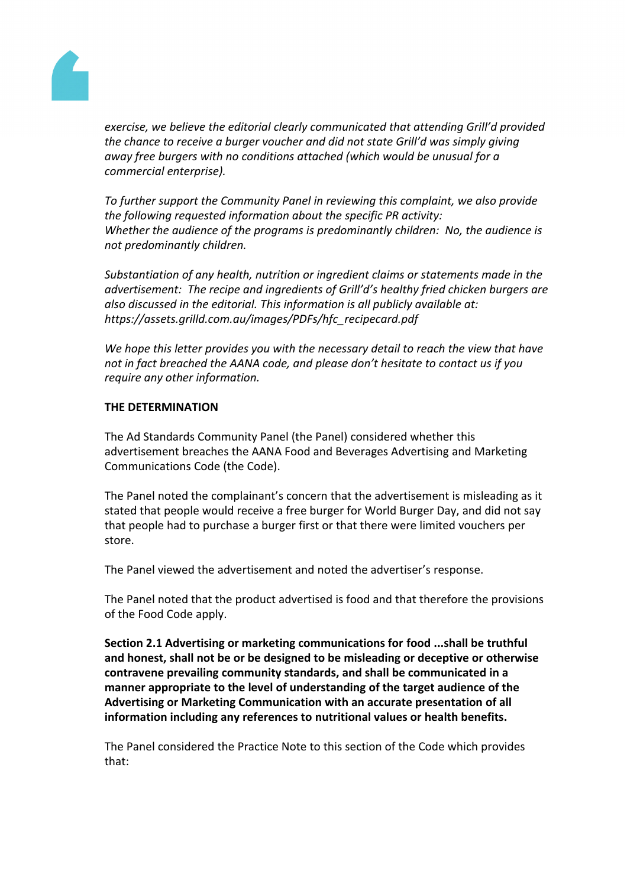*exercise, we believe the editorial clearly communicated that attending Grill'd provided the chance to receive a burger voucher and did not state Grill'd was simply giving away free burgers with no conditions attached (which would be unusual for a commercial enterprise).*

*To further support the Community Panel in reviewing this complaint, we also provide the following requested information about the specific PR activity:*
*Whether the audience of the programs is predominantly children:  No, the audience is not predominantly children.*

*Substantiation of any health, nutrition or ingredient claims or statements made in the advertisement:  The recipe and ingredients of Grill'd's healthy fried chicken burgers are also discussed in the editorial. This information is all publicly available at: https://assets.grilld.com.au/images/PDFs/hfc_recipecard.pdf*

*We hope this letter provides you with the necessary detail to reach the view that have not in fact breached the AANA code, and please don't hesitate to contact us if you require any other information.*

**THE DETERMINATION**

The Ad Standards Community Panel (the Panel) considered whether this advertisement breaches the AANA Food and Beverages Advertising and Marketing Communications Code (the Code).

The Panel noted the complainant's concern that the advertisement is misleading as it stated that people would receive a free burger for World Burger Day, and did not say that people had to purchase a burger first or that there were limited vouchers per store.

The Panel viewed the advertisement and noted the advertiser's response.

The Panel noted that the product advertised is food and that therefore the provisions of the Food Code apply.

**Section 2.1 Advertising or marketing communications for food ...shall be truthful and honest, shall not be or be designed to be misleading or deceptive or otherwise contravene prevailing community standards, and shall be communicated in a manner appropriate to the level of understanding of the target audience of the Advertising or Marketing Communication with an accurate presentation of all information including any references to nutritional values or health benefits.**

The Panel considered the Practice Note to this section of the Code which provides that: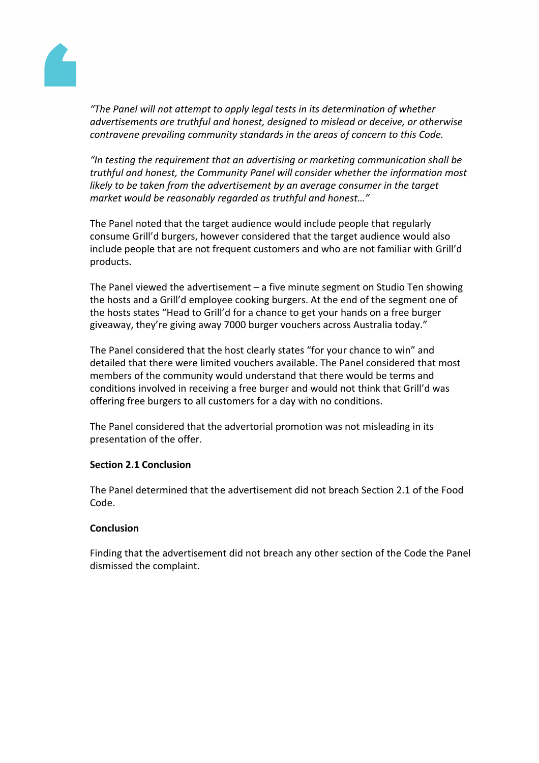*"The Panel will not attempt to apply legal tests in its determination of whether advertisements are truthful and honest, designed to mislead or deceive, or otherwise contravene prevailing community standards in the areas of concern to this Code.*

*"In testing the requirement that an advertising or marketing communication shall be truthful and honest, the Community Panel will consider whether the information most likely to be taken from the advertisement by an average consumer in the target market would be reasonably regarded as truthful and honest…"*

The Panel noted that the target audience would include people that regularly consume Grill'd burgers, however considered that the target audience would also include people that are not frequent customers and who are not familiar with Grill'd products.

The Panel viewed the advertisement – a five minute segment on Studio Ten showing the hosts and a Grill'd employee cooking burgers. At the end of the segment one of the hosts states "Head to Grill'd for a chance to get your hands on a free burger giveaway, they're giving away 7000 burger vouchers across Australia today."

The Panel considered that the host clearly states "for your chance to win" and detailed that there were limited vouchers available. The Panel considered that most members of the community would understand that there would be terms and conditions involved in receiving a free burger and would not think that Grill'd was offering free burgers to all customers for a day with no conditions.

The Panel considered that the advertorial promotion was not misleading in its presentation of the offer.

**Section 2.1 Conclusion**

The Panel determined that the advertisement did not breach Section 2.1 of the Food Code.

**Conclusion**

Finding that the advertisement did not breach any other section of the Code the Panel dismissed the complaint.